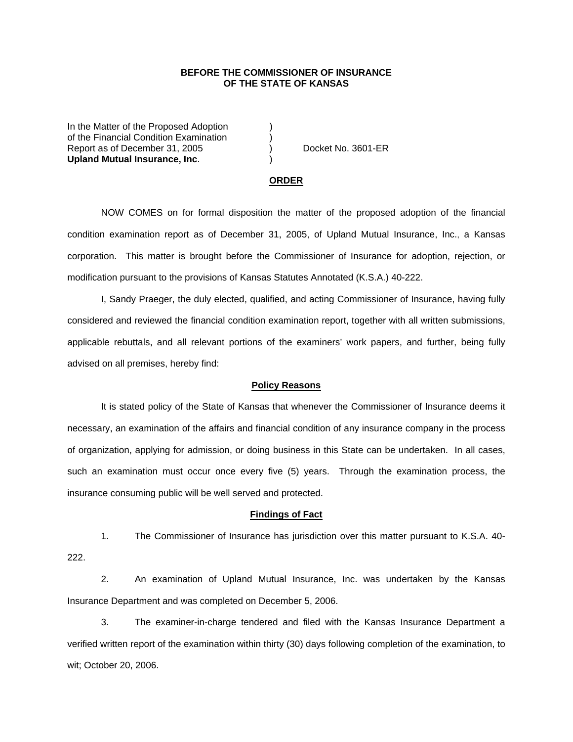**BEFORE THE COMMISSIONER OF INSURANCE**
**OF THE STATE OF KANSAS**

In the Matter of the Proposed Adoption )
of the Financial Condition Examination )
Report as of December 31, 2005 ) Docket No. 3601-ER
**Upland Mutual Insurance, Inc**. )

**ORDER**

NOW COMES on for formal disposition the matter of the proposed adoption of the financial condition examination report as of December 31, 2005, of Upland Mutual Insurance, Inc., a Kansas corporation. This matter is brought before the Commissioner of Insurance for adoption, rejection, or modification pursuant to the provisions of Kansas Statutes Annotated (K.S.A.) 40-222.

I, Sandy Praeger, the duly elected, qualified, and acting Commissioner of Insurance, having fully considered and reviewed the financial condition examination report, together with all written submissions, applicable rebuttals, and all relevant portions of the examiners' work papers, and further, being fully advised on all premises, hereby find:

**Policy Reasons**

It is stated policy of the State of Kansas that whenever the Commissioner of Insurance deems it necessary, an examination of the affairs and financial condition of any insurance company in the process of organization, applying for admission, or doing business in this State can be undertaken. In all cases, such an examination must occur once every five (5) years. Through the examination process, the insurance consuming public will be well served and protected.

**Findings of Fact**

1. The Commissioner of Insurance has jurisdiction over this matter pursuant to K.S.A. 40-222.

2. An examination of Upland Mutual Insurance, Inc. was undertaken by the Kansas Insurance Department and was completed on December 5, 2006.

3. The examiner-in-charge tendered and filed with the Kansas Insurance Department a verified written report of the examination within thirty (30) days following completion of the examination, to wit; October 20, 2006.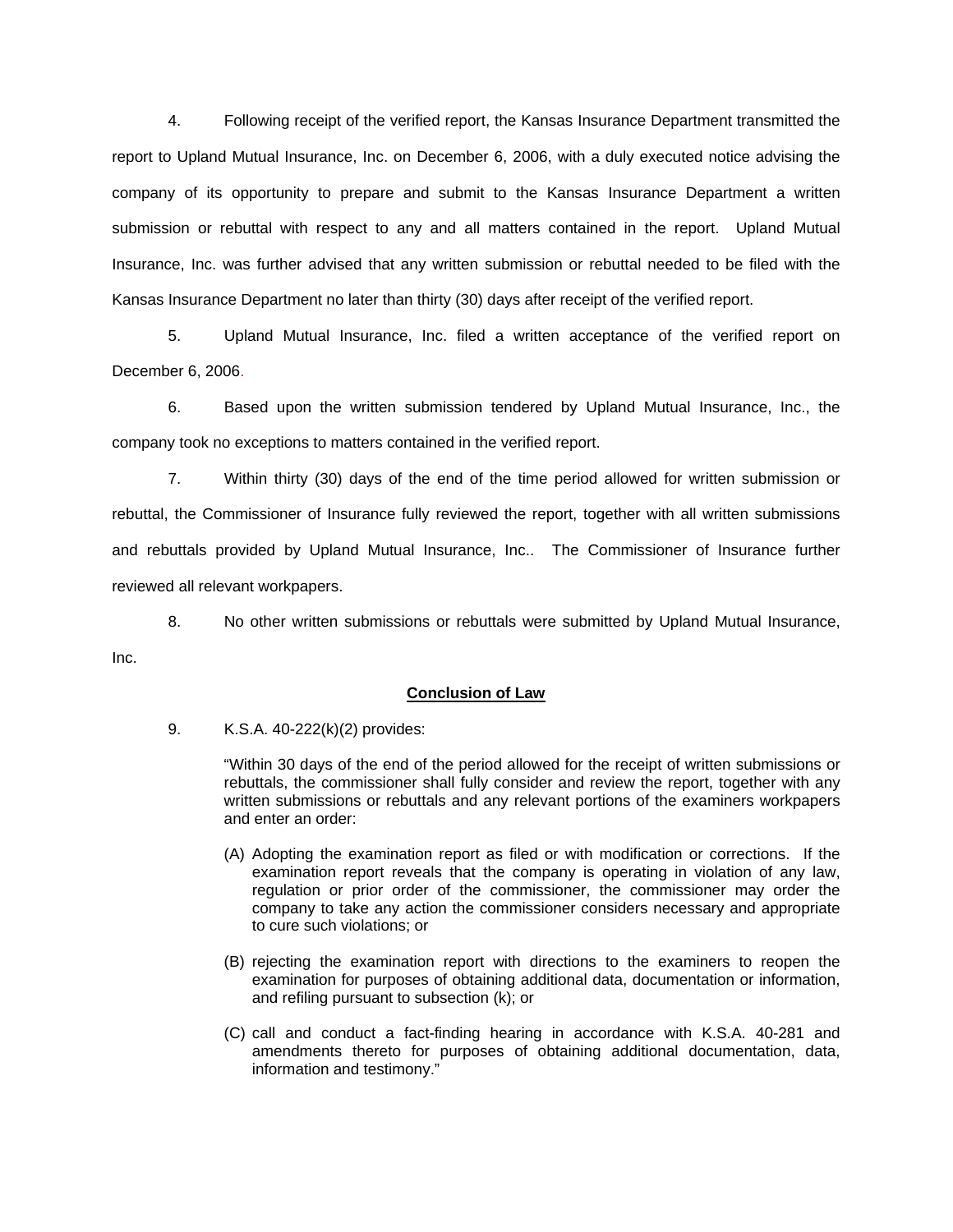4. Following receipt of the verified report, the Kansas Insurance Department transmitted the report to Upland Mutual Insurance, Inc. on December 6, 2006, with a duly executed notice advising the company of its opportunity to prepare and submit to the Kansas Insurance Department a written submission or rebuttal with respect to any and all matters contained in the report. Upland Mutual Insurance, Inc. was further advised that any written submission or rebuttal needed to be filed with the Kansas Insurance Department no later than thirty (30) days after receipt of the verified report.

5. Upland Mutual Insurance, Inc. filed a written acceptance of the verified report on December 6, 2006.

6. Based upon the written submission tendered by Upland Mutual Insurance, Inc., the company took no exceptions to matters contained in the verified report.

7. Within thirty (30) days of the end of the time period allowed for written submission or rebuttal, the Commissioner of Insurance fully reviewed the report, together with all written submissions and rebuttals provided by Upland Mutual Insurance, Inc.. The Commissioner of Insurance further reviewed all relevant workpapers.

8. No other written submissions or rebuttals were submitted by Upland Mutual Insurance, Inc.

## **Conclusion of Law**

9. K.S.A. 40-222(k)(2) provides:

> "Within 30 days of the end of the period allowed for the receipt of written submissions or rebuttals, the commissioner shall fully consider and review the report, together with any written submissions or rebuttals and any relevant portions of the examiners workpapers and enter an order:
>
> (A) Adopting the examination report as filed or with modification or corrections. If the examination report reveals that the company is operating in violation of any law, regulation or prior order of the commissioner, the commissioner may order the company to take any action the commissioner considers necessary and appropriate to cure such violations; or
>
> (B) rejecting the examination report with directions to the examiners to reopen the examination for purposes of obtaining additional data, documentation or information, and refiling pursuant to subsection (k); or
>
> (C) call and conduct a fact-finding hearing in accordance with K.S.A. 40-281 and amendments thereto for purposes of obtaining additional documentation, data, information and testimony."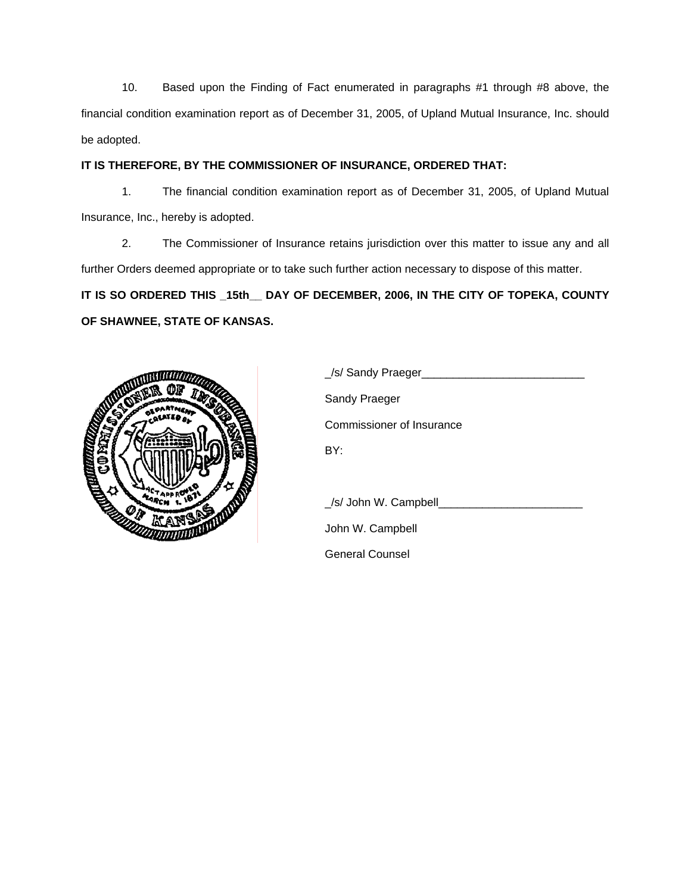10. Based upon the Finding of Fact enumerated in paragraphs #1 through #8 above, the financial condition examination report as of December 31, 2005, of Upland Mutual Insurance, Inc. should be adopted.

**IT IS THEREFORE, BY THE COMMISSIONER OF INSURANCE, ORDERED THAT:**

1. The financial condition examination report as of December 31, 2005, of Upland Mutual Insurance, Inc., hereby is adopted.

2. The Commissioner of Insurance retains jurisdiction over this matter to issue any and all further Orders deemed appropriate or to take such further action necessary to dispose of this matter.

**IT IS SO ORDERED THIS _15th__ DAY OF DECEMBER, 2006, IN THE CITY OF TOPEKA, COUNTY OF SHAWNEE, STATE OF KANSAS.**

_/s/ Sandy Praeger__________________________

Sandy Praeger

Commissioner of Insurance

BY:

_/s/ John W. Campbell_______________________

John W. Campbell

General Counsel